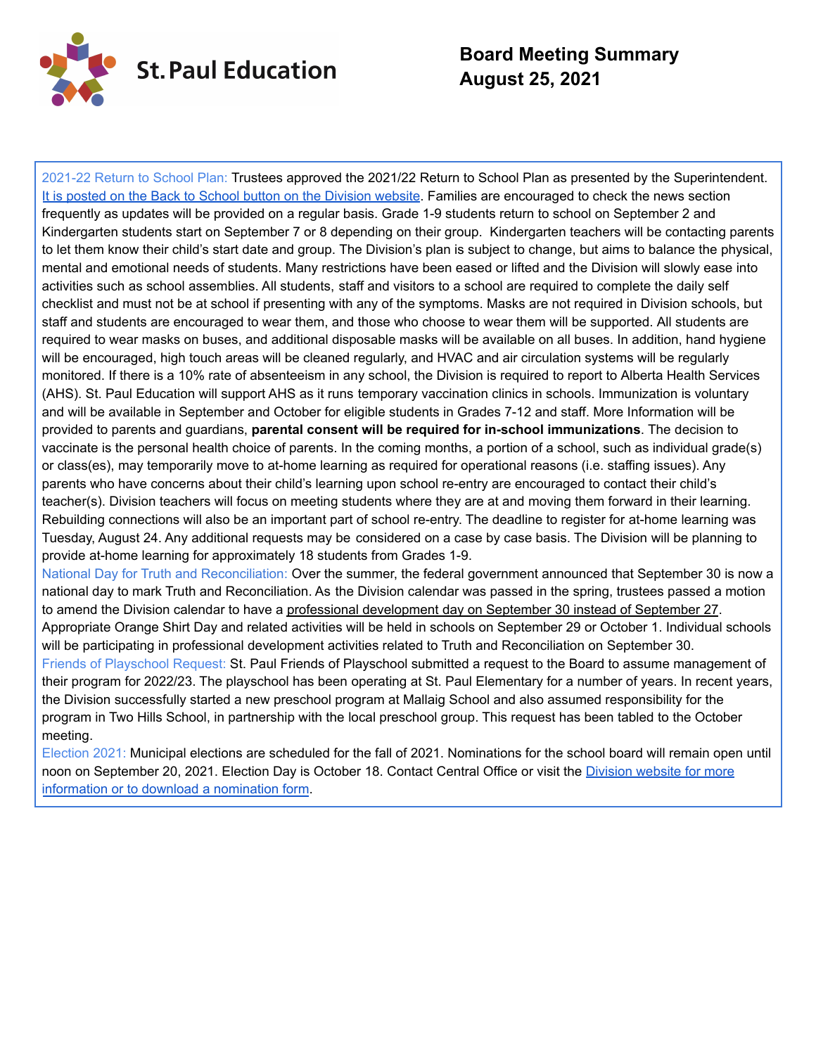St. Paul Education

# Board Meeting Summary
# August 25, 2021

2021-22 Return to School Plan: Trustees approved the 2021/22 Return to School Plan as presented by the Superintendent. It is posted on the Back to School button on the Division website. Families are encouraged to check the news section frequently as updates will be provided on a regular basis. Grade 1-9 students return to school on September 2 and Kindergarten students start on September 7 or 8 depending on their group. Kindergarten teachers will be contacting parents to let them know their child's start date and group. The Division's plan is subject to change, but aims to balance the physical, mental and emotional needs of students. Many restrictions have been eased or lifted and the Division will slowly ease into activities such as school assemblies. All students, staff and visitors to a school are required to complete the daily self checklist and must not be at school if presenting with any of the symptoms. Masks are not required in Division schools, but staff and students are encouraged to wear them, and those who choose to wear them will be supported. All students are required to wear masks on buses, and additional disposable masks will be available on all buses. In addition, hand hygiene will be encouraged, high touch areas will be cleaned regularly, and HVAC and air circulation systems will be regularly monitored. If there is a 10% rate of absenteeism in any school, the Division is required to report to Alberta Health Services (AHS). St. Paul Education will support AHS as it runs temporary vaccination clinics in schools. Immunization is voluntary and will be available in September and October for eligible students in Grades 7-12 and staff. More Information will be provided to parents and guardians, **parental consent will be required for in-school immunizations**. The decision to vaccinate is the personal health choice of parents. In the coming months, a portion of a school, such as individual grade(s) or class(es), may temporarily move to at-home learning as required for operational reasons (i.e. staffing issues). Any parents who have concerns about their child's learning upon school re-entry are encouraged to contact their child's teacher(s). Division teachers will focus on meeting students where they are at and moving them forward in their learning. Rebuilding connections will also be an important part of school re-entry. The deadline to register for at-home learning was Tuesday, August 24. Any additional requests may be considered on a case by case basis. The Division will be planning to provide at-home learning for approximately 18 students from Grades 1-9.

National Day for Truth and Reconciliation: Over the summer, the federal government announced that September 30 is now a national day to mark Truth and Reconciliation. As the Division calendar was passed in the spring, trustees passed a motion to amend the Division calendar to have a professional development day on September 30 instead of September 27. Appropriate Orange Shirt Day and related activities will be held in schools on September 29 or October 1. Individual schools will be participating in professional development activities related to Truth and Reconciliation on September 30.

Friends of Playschool Request: St. Paul Friends of Playschool submitted a request to the Board to assume management of their program for 2022/23. The playschool has been operating at St. Paul Elementary for a number of years. In recent years, the Division successfully started a new preschool program at Mallaig School and also assumed responsibility for the program in Two Hills School, in partnership with the local preschool group. This request has been tabled to the October meeting.

Election 2021: Municipal elections are scheduled for the fall of 2021. Nominations for the school board will remain open until noon on September 20, 2021. Election Day is October 18. Contact Central Office or visit the Division website for more information or to download a nomination form.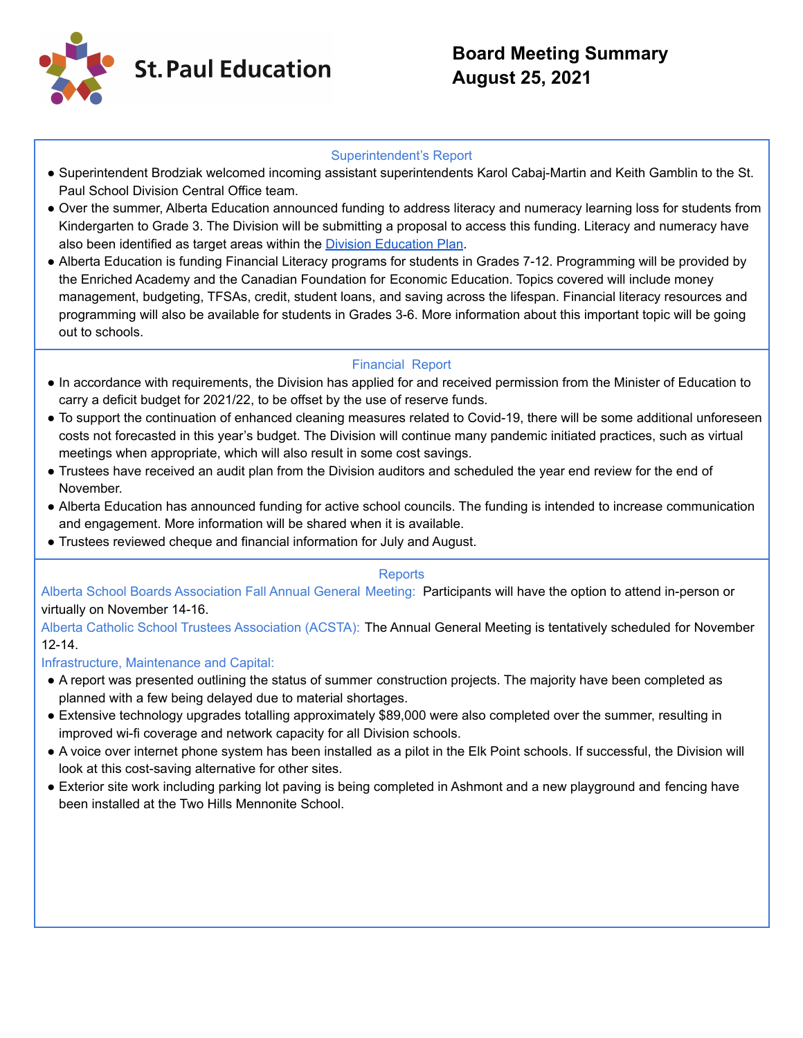# St. Paul Education

## Board Meeting Summary
## August 25, 2021

### Superintendent's Report

- Superintendent Brodziak welcomed incoming assistant superintendents Karol Cabaj-Martin and Keith Gamblin to the St. Paul School Division Central Office team.
- Over the summer, Alberta Education announced funding to address literacy and numeracy learning loss for students from Kindergarten to Grade 3. The Division will be submitting a proposal to access this funding. Literacy and numeracy have also been identified as target areas within the Division Education Plan.
- Alberta Education is funding Financial Literacy programs for students in Grades 7-12. Programming will be provided by the Enriched Academy and the Canadian Foundation for Economic Education. Topics covered will include money management, budgeting, TFSAs, credit, student loans, and saving across the lifespan. Financial literacy resources and programming will also be available for students in Grades 3-6. More information about this important topic will be going out to schools.

### Financial Report

- In accordance with requirements, the Division has applied for and received permission from the Minister of Education to carry a deficit budget for 2021/22, to be offset by the use of reserve funds.
- To support the continuation of enhanced cleaning measures related to Covid-19, there will be some additional unforeseen costs not forecasted in this year's budget. The Division will continue many pandemic initiated practices, such as virtual meetings when appropriate, which will also result in some cost savings.
- Trustees have received an audit plan from the Division auditors and scheduled the year end review for the end of November.
- Alberta Education has announced funding for active school councils. The funding is intended to increase communication and engagement. More information will be shared when it is available.
- Trustees reviewed cheque and financial information for July and August.

### Reports

Alberta School Boards Association Fall Annual General Meeting: Participants will have the option to attend in-person or virtually on November 14-16.

Alberta Catholic School Trustees Association (ACSTA): The Annual General Meeting is tentatively scheduled for November 12-14.

Infrastructure, Maintenance and Capital:

- A report was presented outlining the status of summer construction projects. The majority have been completed as planned with a few being delayed due to material shortages.
- Extensive technology upgrades totalling approximately $89,000 were also completed over the summer, resulting in improved wi-fi coverage and network capacity for all Division schools.
- A voice over internet phone system has been installed as a pilot in the Elk Point schools. If successful, the Division will look at this cost-saving alternative for other sites.
- Exterior site work including parking lot paving is being completed in Ashmont and a new playground and fencing have been installed at the Two Hills Mennonite School.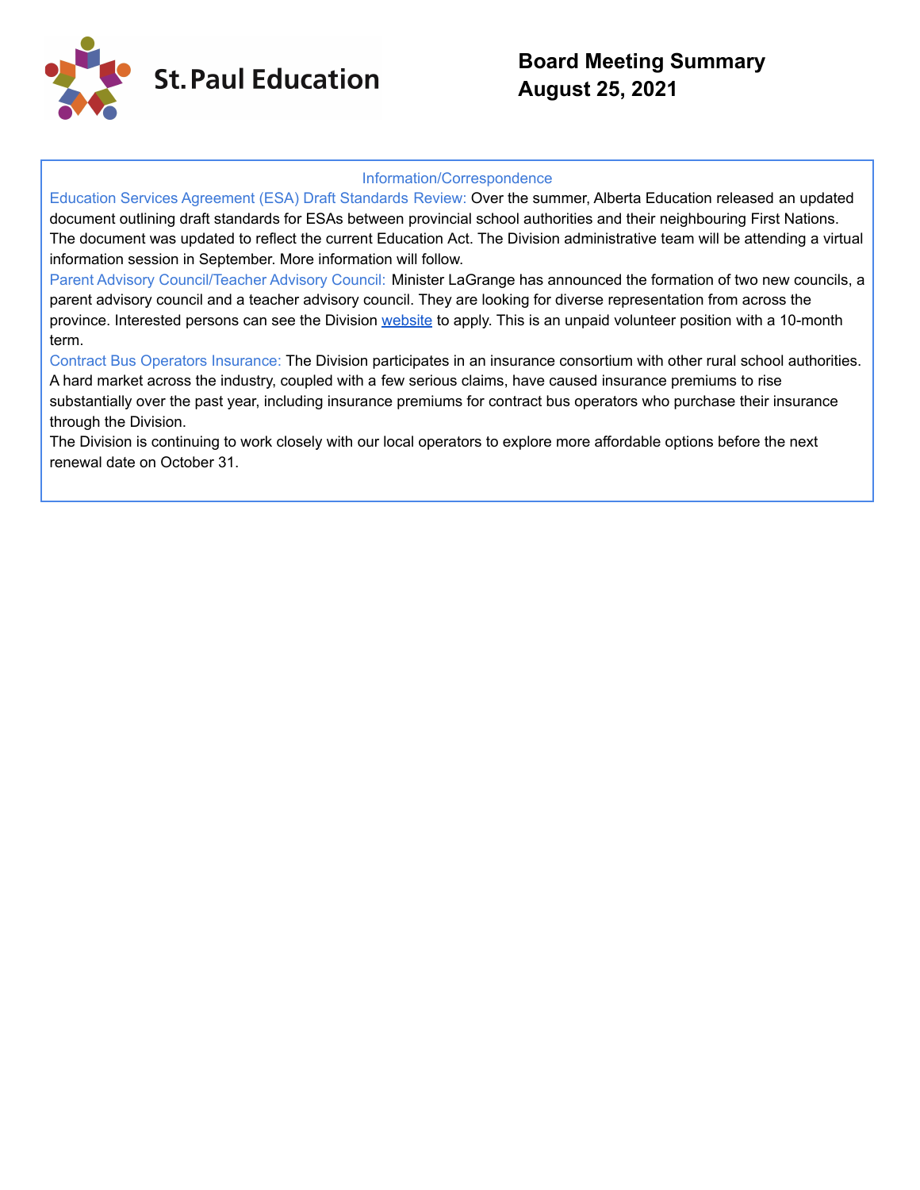## Information/Correspondence

**Education Services Agreement (ESA) Draft Standards Review:** Over the summer, Alberta Education released an updated document outlining draft standards for ESAs between provincial school authorities and their neighbouring First Nations. The document was updated to reflect the current Education Act. The Division administrative team will be attending a virtual information session in September. More information will follow.

**Parent Advisory Council/Teacher Advisory Council:** Minister LaGrange has announced the formation of two new councils, a parent advisory council and a teacher advisory council. They are looking for diverse representation from across the province. Interested persons can see the Division website to apply. This is an unpaid volunteer position with a 10-month term.

**Contract Bus Operators Insurance:** The Division participates in an insurance consortium with other rural school authorities. A hard market across the industry, coupled with a few serious claims, have caused insurance premiums to rise substantially over the past year, including insurance premiums for contract bus operators who purchase their insurance through the Division.

The Division is continuing to work closely with our local operators to explore more affordable options before the next renewal date on October 31.